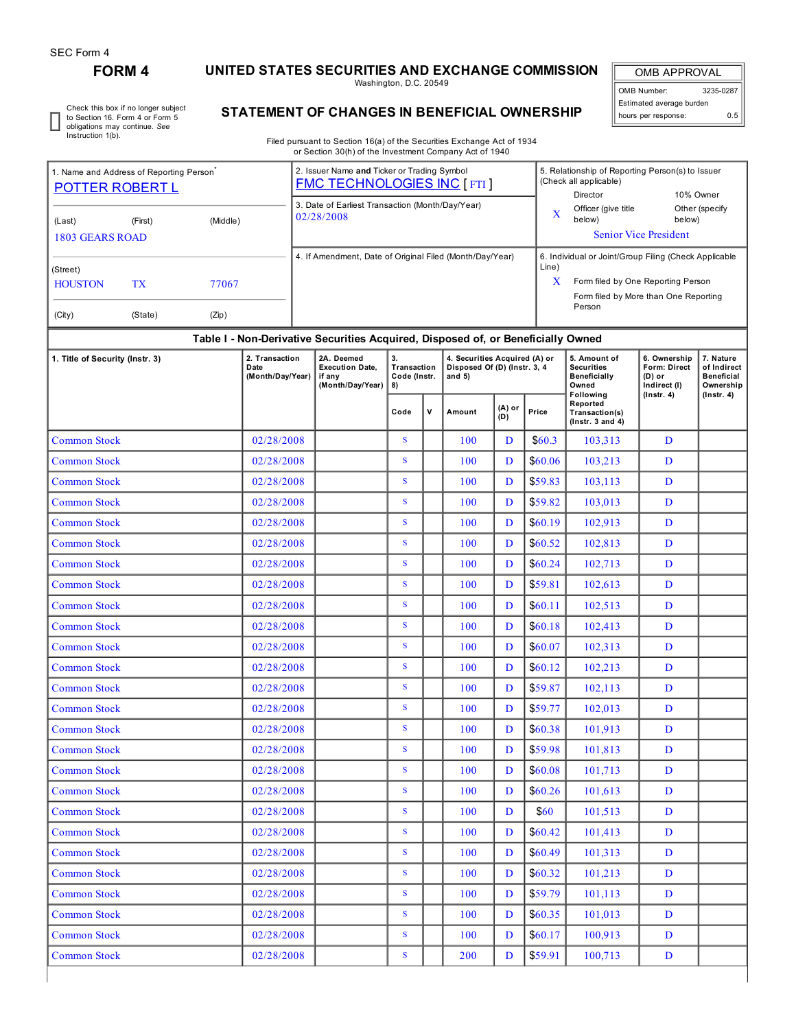SEC Form 4

**FORM 4**

# UNITED STATES SECURITIES AND EXCHANGE COMMISSION

Washington, D.C. 20549

## STATEMENT OF CHANGES IN BENEFICIAL OWNERSHIP

Filed pursuant to Section 16(a) of the Securities Exchange Act of 1934 or Section 30(h) of the Investment Company Act of 1940

| OMB APPROVAL | |
|---|---|
| OMB Number: | 3235-0287 |
| Estimated average burden hours per response: | 0.5 |

☐ Check this box if no longer subject to Section 16. Form 4 or Form 5 obligations may continue. *See* Instruction 1(b).

1. Name and Address of Reporting Person*
POTTER ROBERT L
(Last) (First) (Middle)
1803 GEARS ROAD
(Street)
HOUSTON TX 77067
(City) (State) (Zip)

2. Issuer Name **and** Ticker or Trading Symbol
FMC TECHNOLOGIES INC [ FTI ]

3. Date of Earliest Transaction (Month/Day/Year)
02/28/2008

4. If Amendment, Date of Original Filed (Month/Day/Year)

5. Relationship of Reporting Person(s) to Issuer (Check all applicable)
Director
10% Owner
X Officer (give title below)
Other (specify below)
Senior Vice President

6. Individual or Joint/Group Filing (Check Applicable Line)
X Form filed by One Reporting Person
Form filed by More than One Reporting Person

**Table I - Non-Derivative Securities Acquired, Disposed of, or Beneficially Owned**

| 1. Title of Security (Instr. 3) | 2. Transaction Date (Month/Day/Year) | 2A. Deemed Execution Date, if any (Month/Day/Year) | 3. Transaction Code (Instr. 8) | | 4. Securities Acquired (A) or Disposed Of (D) (Instr. 3, 4 and 5) | | | 5. Amount of Securities Beneficially Owned Following Reported Transaction(s) (Instr. 3 and 4) | 6. Ownership Form: Direct (D) or Indirect (I) (Instr. 4) | 7. Nature of Indirect Beneficial Ownership (Instr. 4) |
|---|---|---|---|---|---|---|---|---|---|---|
| | | | Code | V | Amount | (A) or (D) | Price | | | |
| Common Stock | 02/28/2008 | | S | | 100 | D | $60.3 | 103,313 | D | |
| Common Stock | 02/28/2008 | | S | | 100 | D | $60.06 | 103,213 | D | |
| Common Stock | 02/28/2008 | | S | | 100 | D | $59.83 | 103,113 | D | |
| Common Stock | 02/28/2008 | | S | | 100 | D | $59.82 | 103,013 | D | |
| Common Stock | 02/28/2008 | | S | | 100 | D | $60.19 | 102,913 | D | |
| Common Stock | 02/28/2008 | | S | | 100 | D | $60.52 | 102,813 | D | |
| Common Stock | 02/28/2008 | | S | | 100 | D | $60.24 | 102,713 | D | |
| Common Stock | 02/28/2008 | | S | | 100 | D | $59.81 | 102,613 | D | |
| Common Stock | 02/28/2008 | | S | | 100 | D | $60.11 | 102,513 | D | |
| Common Stock | 02/28/2008 | | S | | 100 | D | $60.18 | 102,413 | D | |
| Common Stock | 02/28/2008 | | S | | 100 | D | $60.07 | 102,313 | D | |
| Common Stock | 02/28/2008 | | S | | 100 | D | $60.12 | 102,213 | D | |
| Common Stock | 02/28/2008 | | S | | 100 | D | $59.87 | 102,113 | D | |
| Common Stock | 02/28/2008 | | S | | 100 | D | $59.77 | 102,013 | D | |
| Common Stock | 02/28/2008 | | S | | 100 | D | $60.38 | 101,913 | D | |
| Common Stock | 02/28/2008 | | S | | 100 | D | $59.98 | 101,813 | D | |
| Common Stock | 02/28/2008 | | S | | 100 | D | $60.08 | 101,713 | D | |
| Common Stock | 02/28/2008 | | S | | 100 | D | $60.26 | 101,613 | D | |
| Common Stock | 02/28/2008 | | S | | 100 | D | $60 | 101,513 | D | |
| Common Stock | 02/28/2008 | | S | | 100 | D | $60.42 | 101,413 | D | |
| Common Stock | 02/28/2008 | | S | | 100 | D | $60.49 | 101,313 | D | |
| Common Stock | 02/28/2008 | | S | | 100 | D | $60.32 | 101,213 | D | |
| Common Stock | 02/28/2008 | | S | | 100 | D | $59.79 | 101,113 | D | |
| Common Stock | 02/28/2008 | | S | | 100 | D | $60.35 | 101,013 | D | |
| Common Stock | 02/28/2008 | | S | | 100 | D | $60.17 | 100,913 | D | |
| Common Stock | 02/28/2008 | | S | | 200 | D | $59.91 | 100,713 | D | |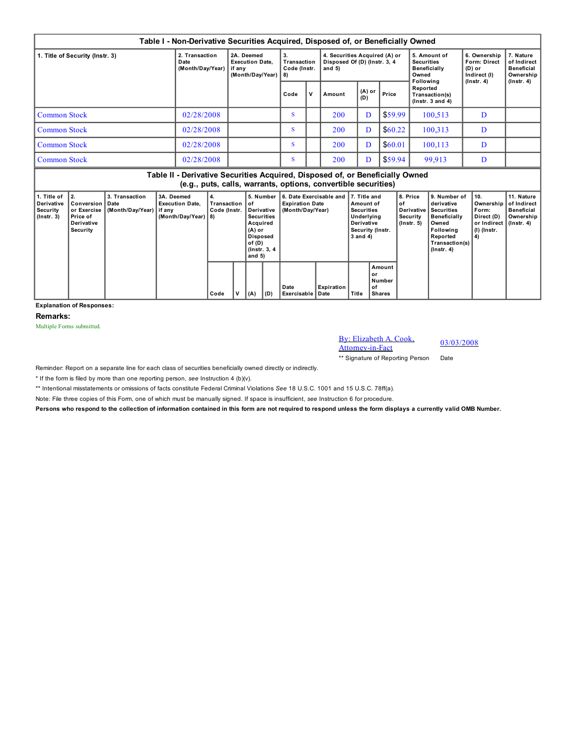| Table I - Non-Derivative Securities Acquired, Disposed of, or Beneficially Owned | | | | | | | | | |
|---|---|---|---|---|---|---|---|---|---|
| 1. Title of Security (Instr. 3) | 2. Transaction Date (Month/Day/Year) | 2A. Deemed Execution Date, if any (Month/Day/Year) | 3. Transaction Code (Instr. 8) | | 4. Securities Acquired (A) or Disposed Of (D) (Instr. 3, 4 and 5) | | | 5. Amount of Securities Beneficially Owned Following Reported Transaction(s) (Instr. 3 and 4) | 6. Ownership Form: Direct (D) or Indirect (I) (Instr. 4) | 7. Nature of Indirect Beneficial Ownership (Instr. 4) |
| | | | Code | V | Amount | (A) or (D) | Price | | | |
| Common Stock | 02/28/2008 | | S | | 200 | D | $59.99 | 100,513 | D | |
| Common Stock | 02/28/2008 | | S | | 200 | D | $60.22 | 100,313 | D | |
| Common Stock | 02/28/2008 | | S | | 200 | D | $60.01 | 100,113 | D | |
| Common Stock | 02/28/2008 | | S | | 200 | D | $59.94 | 99,913 | D | |

| Table II - Derivative Securities Acquired, Disposed of, or Beneficially Owned (e.g., puts, calls, warrants, options, convertible securities) | | | | | | | | | | | | | | | |
|---|---|---|---|---|---|---|---|---|---|---|---|---|---|---|---|
| 1. Title of Derivative Security (Instr. 3) | 2. Conversion or Exercise Price of Derivative Security | 3. Transaction Date (Month/Day/Year) | 3A. Deemed Execution Date, if any (Month/Day/Year) | 4. Transaction Code (Instr. 8) | | 5. Number of Derivative Securities Acquired (A) or Disposed of (D) (Instr. 3, 4 and 5) | | 6. Date Exercisable and Expiration Date (Month/Day/Year) | | 7. Title and Amount of Securities Underlying Derivative Security (Instr. 3 and 4) | | 8. Price of Derivative Security (Instr. 5) | 9. Number of derivative Securities Beneficially Owned Following Reported Transaction(s) (Instr. 4) | 10. Ownership Form: Direct (D) or Indirect (I) (Instr. 4) | 11. Nature of Indirect Beneficial Ownership (Instr. 4) |
| | | | | Code | V | (A) | (D) | Date Exercisable | Expiration Date | Title | Amount or Number of Shares | | | | |

**Explanation of Responses:**

**Remarks:**

Multiple Forms submitted.

By: Elizabeth A. Cook, Attorney-in-Fact — 03/03/2008

** Signature of Reporting Person — Date

Reminder: Report on a separate line for each class of securities beneficially owned directly or indirectly.

* If the form is filed by more than one reporting person, *see* Instruction 4 (b)(v).

** Intentional misstatements or omissions of facts constitute Federal Criminal Violations *See* 18 U.S.C. 1001 and 15 U.S.C. 78ff(a).

Note: File three copies of this Form, one of which must be manually signed. If space is insufficient, *see* Instruction 6 for procedure.

**Persons who respond to the collection of information contained in this form are not required to respond unless the form displays a currently valid OMB Number.**